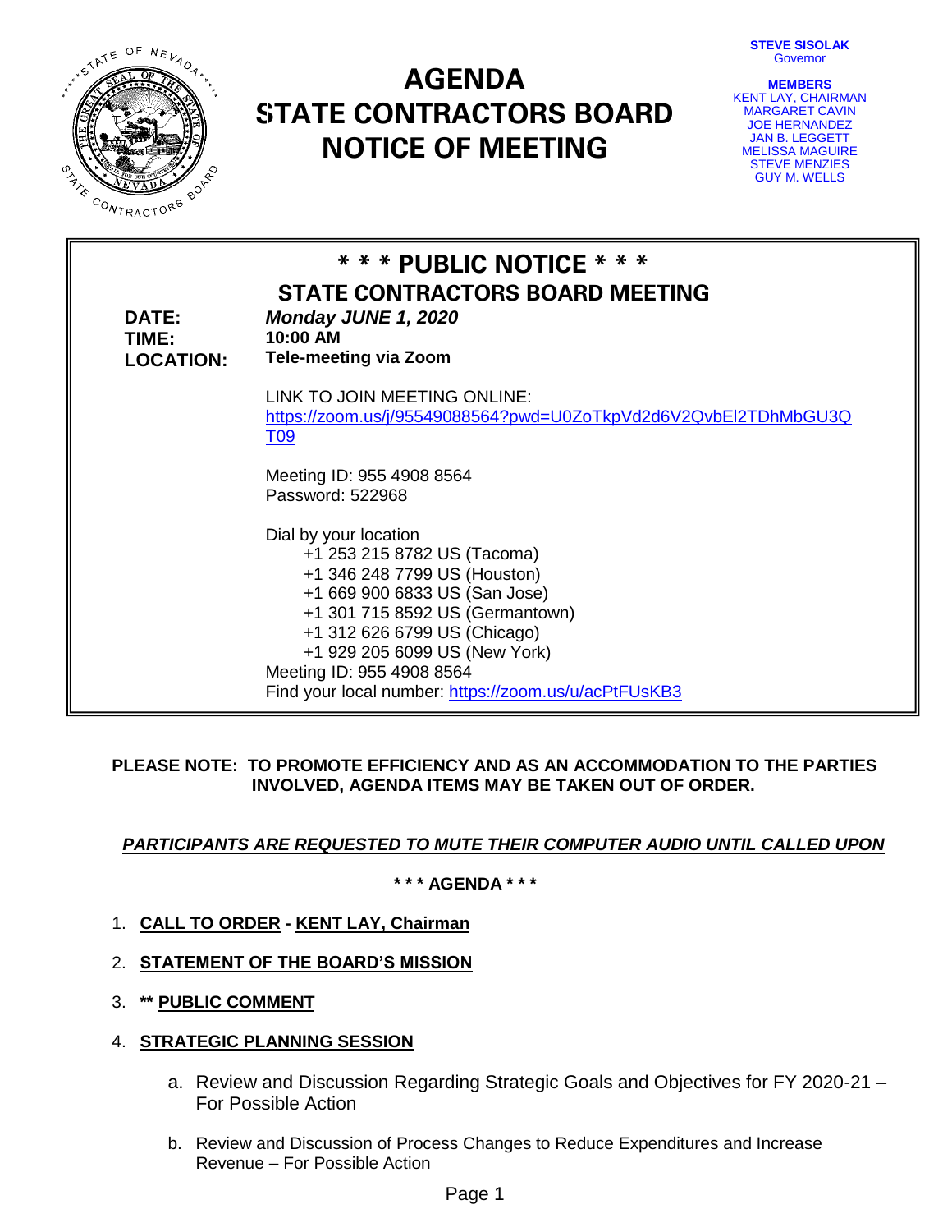# AGENDA
# STATE CONTRACTORS BOARD
# NOTICE OF MEETING

**STEVE SISOLAK**
Governor

**MEMBERS**
KENT LAY, CHAIRMAN
MARGARET CAVIN
JOE HERNANDEZ
JAN B. LEGGETT
MELISSA MAGUIRE
STEVE MENZIES
GUY M. WELLS

## * * * PUBLIC NOTICE * * *
## STATE CONTRACTORS BOARD MEETING

**DATE:** ***Monday JUNE 1, 2020***
**TIME:** **10:00 AM**
**LOCATION:** **Tele-meeting via Zoom**

LINK TO JOIN MEETING ONLINE:
https://zoom.us/j/95549088564?pwd=U0ZoTkpVd2d6V2QvbEl2TDhMbGU3QT09

Meeting ID: 955 4908 8564
Password: 522968

Dial by your location
+1 253 215 8782 US (Tacoma)
+1 346 248 7799 US (Houston)
+1 669 900 6833 US (San Jose)
+1 301 715 8592 US (Germantown)
+1 312 626 6799 US (Chicago)
+1 929 205 6099 US (New York)
Meeting ID: 955 4908 8564
Find your local number: https://zoom.us/u/acPtFUsKB3

**PLEASE NOTE: TO PROMOTE EFFICIENCY AND AS AN ACCOMMODATION TO THE PARTIES INVOLVED, AGENDA ITEMS MAY BE TAKEN OUT OF ORDER.**

***PARTICIPANTS ARE REQUESTED TO MUTE THEIR COMPUTER AUDIO UNTIL CALLED UPON***

**\* \* \* AGENDA \* \* \***

1. **CALL TO ORDER - KENT LAY, Chairman**
2. **STATEMENT OF THE BOARD'S MISSION**
3. **\*\* PUBLIC COMMENT**
4. **STRATEGIC PLANNING SESSION**
   a. Review and Discussion Regarding Strategic Goals and Objectives for FY 2020-21 – For Possible Action
   b. Review and Discussion of Process Changes to Reduce Expenditures and Increase Revenue – For Possible Action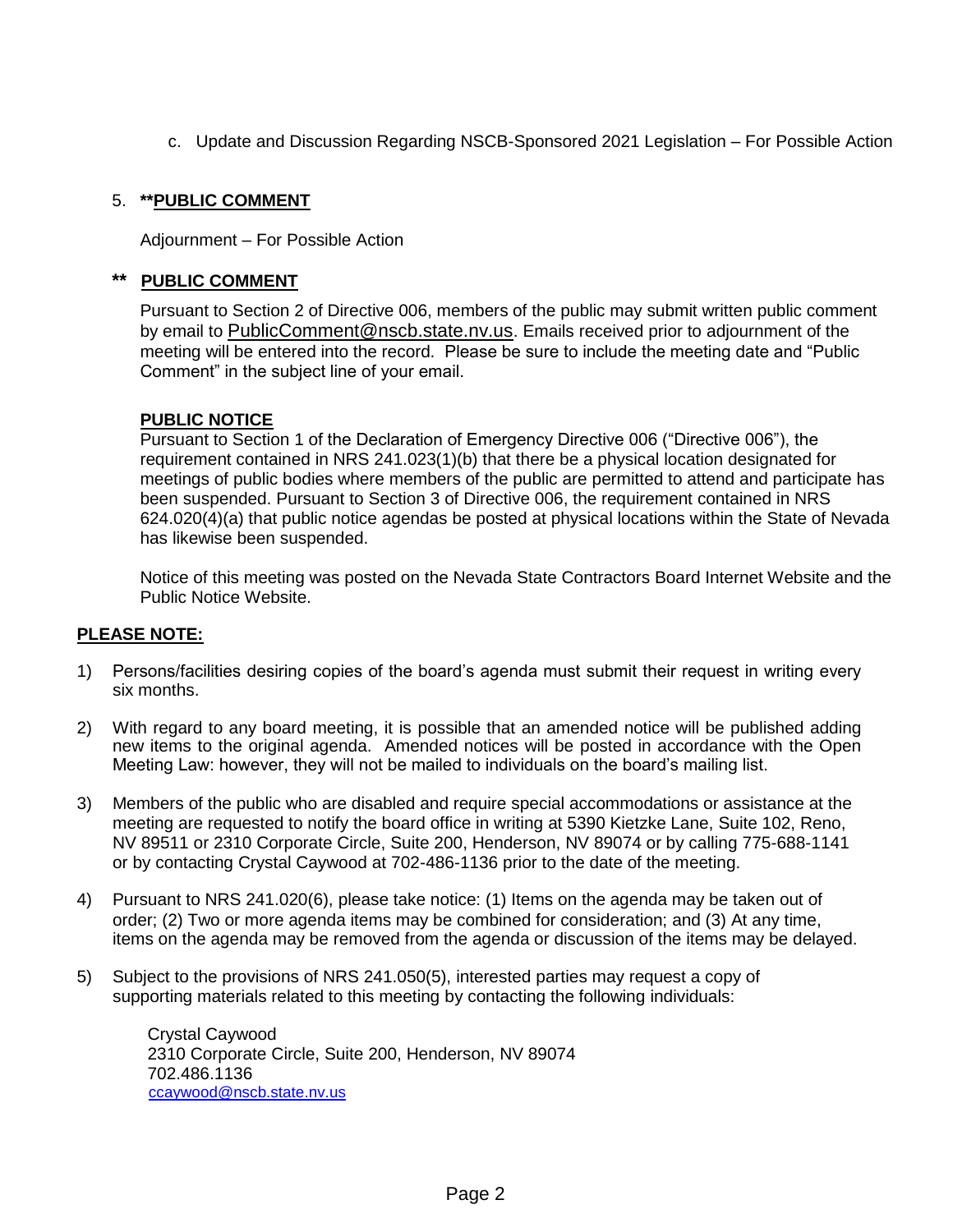c. Update and Discussion Regarding NSCB-Sponsored 2021 Legislation – For Possible Action

5. ****PUBLIC COMMENT**

Adjournment – For Possible Action

** **PUBLIC COMMENT**

Pursuant to Section 2 of Directive 006, members of the public may submit written public comment by email to PublicComment@nscb.state.nv.us. Emails received prior to adjournment of the meeting will be entered into the record. Please be sure to include the meeting date and "Public Comment" in the subject line of your email.

**PUBLIC NOTICE**

Pursuant to Section 1 of the Declaration of Emergency Directive 006 ("Directive 006"), the requirement contained in NRS 241.023(1)(b) that there be a physical location designated for meetings of public bodies where members of the public are permitted to attend and participate has been suspended. Pursuant to Section 3 of Directive 006, the requirement contained in NRS 624.020(4)(a) that public notice agendas be posted at physical locations within the State of Nevada has likewise been suspended.

Notice of this meeting was posted on the Nevada State Contractors Board Internet Website and the Public Notice Website.

**PLEASE NOTE:**

1) Persons/facilities desiring copies of the board's agenda must submit their request in writing every six months.

2) With regard to any board meeting, it is possible that an amended notice will be published adding new items to the original agenda. Amended notices will be posted in accordance with the Open Meeting Law: however, they will not be mailed to individuals on the board's mailing list.

3) Members of the public who are disabled and require special accommodations or assistance at the meeting are requested to notify the board office in writing at 5390 Kietzke Lane, Suite 102, Reno, NV 89511 or 2310 Corporate Circle, Suite 200, Henderson, NV 89074 or by calling 775-688-1141 or by contacting Crystal Caywood at 702-486-1136 prior to the date of the meeting.

4) Pursuant to NRS 241.020(6), please take notice: (1) Items on the agenda may be taken out of order; (2) Two or more agenda items may be combined for consideration; and (3) At any time, items on the agenda may be removed from the agenda or discussion of the items may be delayed.

5) Subject to the provisions of NRS 241.050(5), interested parties may request a copy of supporting materials related to this meeting by contacting the following individuals:

   Crystal Caywood
   2310 Corporate Circle, Suite 200, Henderson, NV 89074
   702.486.1136
   ccaywood@nscb.state.nv.us